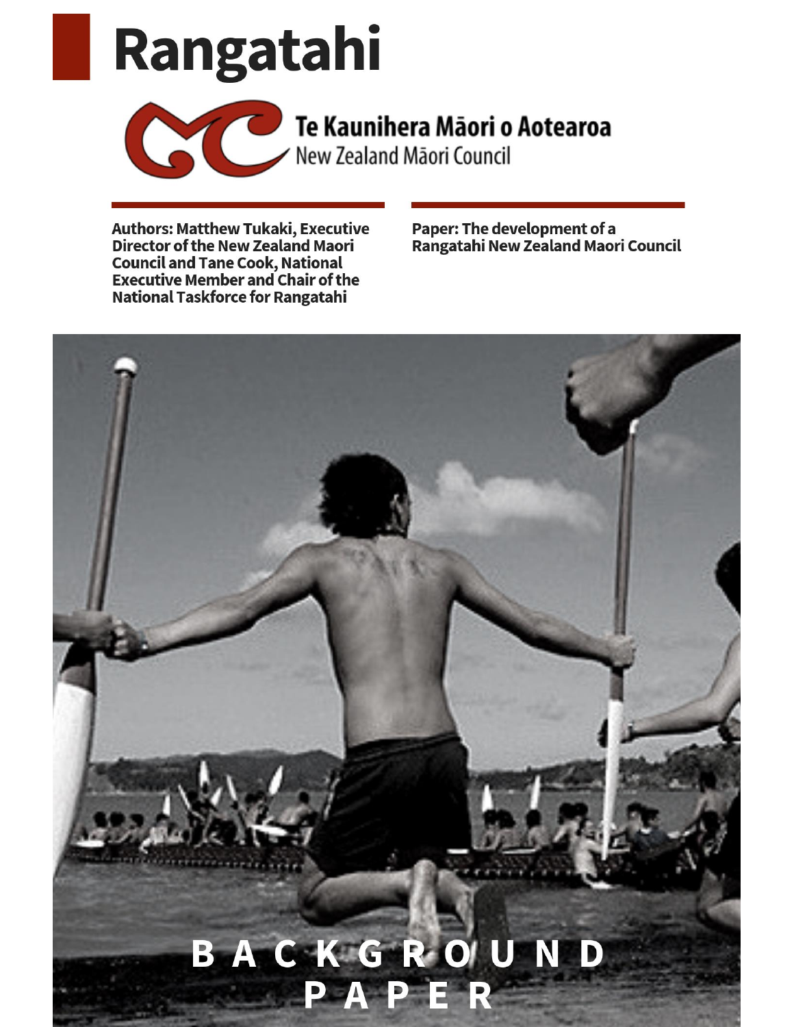# Rangatahi

Te Kaunihera Māori o Aotearoa
New Zealand Māori Council

**Authors: Matthew Tukaki, Executive Director of the New Zealand Maori Council and Tane Cook, National Executive Member and Chair of the National Taskforce for Rangatahi**

**Paper: The development of a Rangatahi New Zealand Maori Council**

**BACKGROUND PAPER**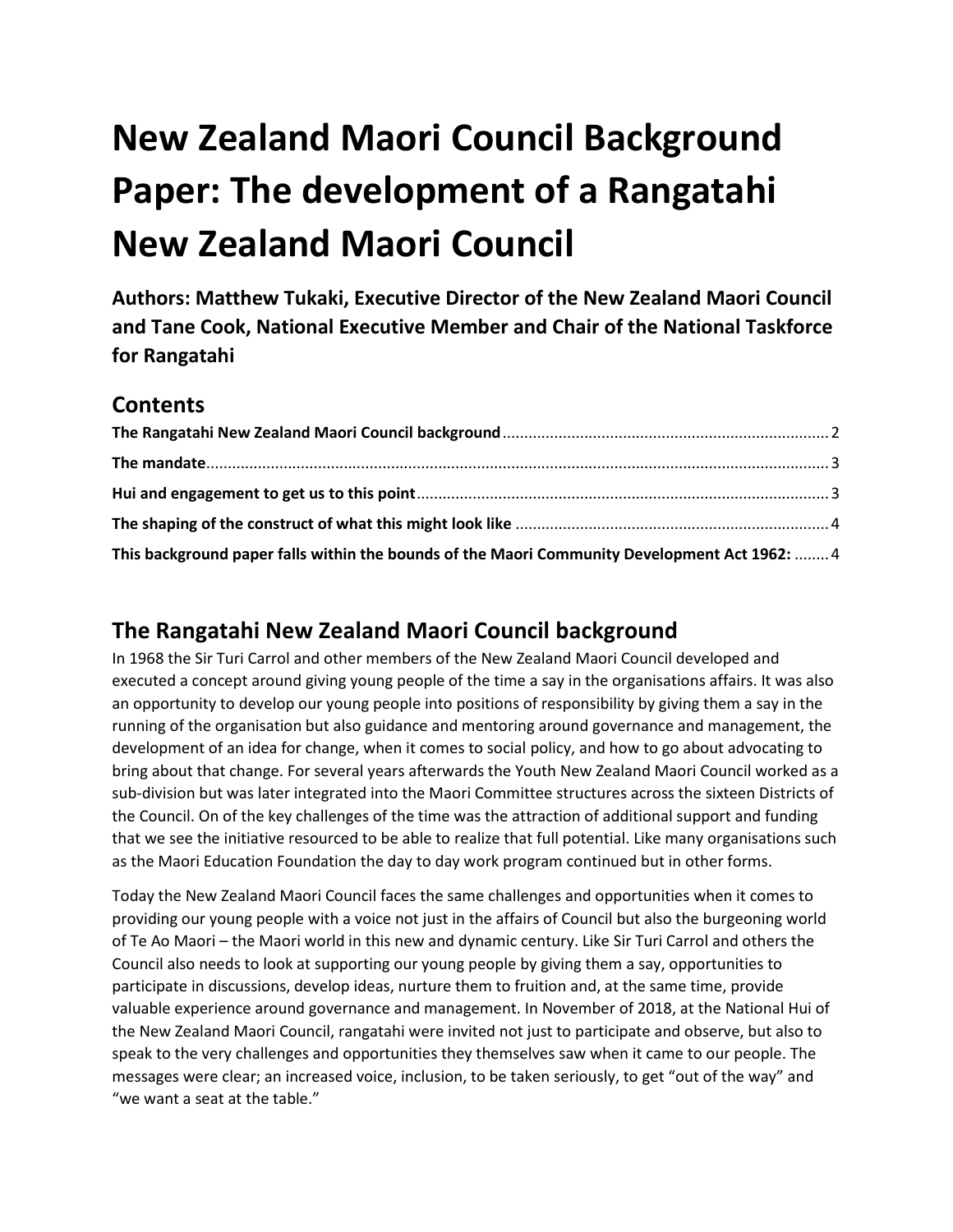# New Zealand Maori Council Background Paper: The development of a Rangatahi New Zealand Maori Council

**Authors: Matthew Tukaki, Executive Director of the New Zealand Maori Council and Tane Cook, National Executive Member and Chair of the National Taskforce for Rangatahi**

## Contents

**The Rangatahi New Zealand Maori Council background** ........................................ 2
**The mandate** ........................................ 3
**Hui and engagement to get us to this point** ........................................ 3
**The shaping of the construct of what this might look like** ........................................ 4
**This background paper falls within the bounds of the Maori Community Development Act 1962:** ........ 4

## The Rangatahi New Zealand Maori Council background

In 1968 the Sir Turi Carrol and other members of the New Zealand Maori Council developed and executed a concept around giving young people of the time a say in the organisations affairs. It was also an opportunity to develop our young people into positions of responsibility by giving them a say in the running of the organisation but also guidance and mentoring around governance and management, the development of an idea for change, when it comes to social policy, and how to go about advocating to bring about that change. For several years afterwards the Youth New Zealand Maori Council worked as a sub-division but was later integrated into the Maori Committee structures across the sixteen Districts of the Council. On of the key challenges of the time was the attraction of additional support and funding that we see the initiative resourced to be able to realize that full potential. Like many organisations such as the Maori Education Foundation the day to day work program continued but in other forms.

Today the New Zealand Maori Council faces the same challenges and opportunities when it comes to providing our young people with a voice not just in the affairs of Council but also the burgeoning world of Te Ao Maori – the Maori world in this new and dynamic century. Like Sir Turi Carrol and others the Council also needs to look at supporting our young people by giving them a say, opportunities to participate in discussions, develop ideas, nurture them to fruition and, at the same time, provide valuable experience around governance and management. In November of 2018, at the National Hui of the New Zealand Maori Council, rangatahi were invited not just to participate and observe, but also to speak to the very challenges and opportunities they themselves saw when it came to our people. The messages were clear; an increased voice, inclusion, to be taken seriously, to get "out of the way" and "we want a seat at the table."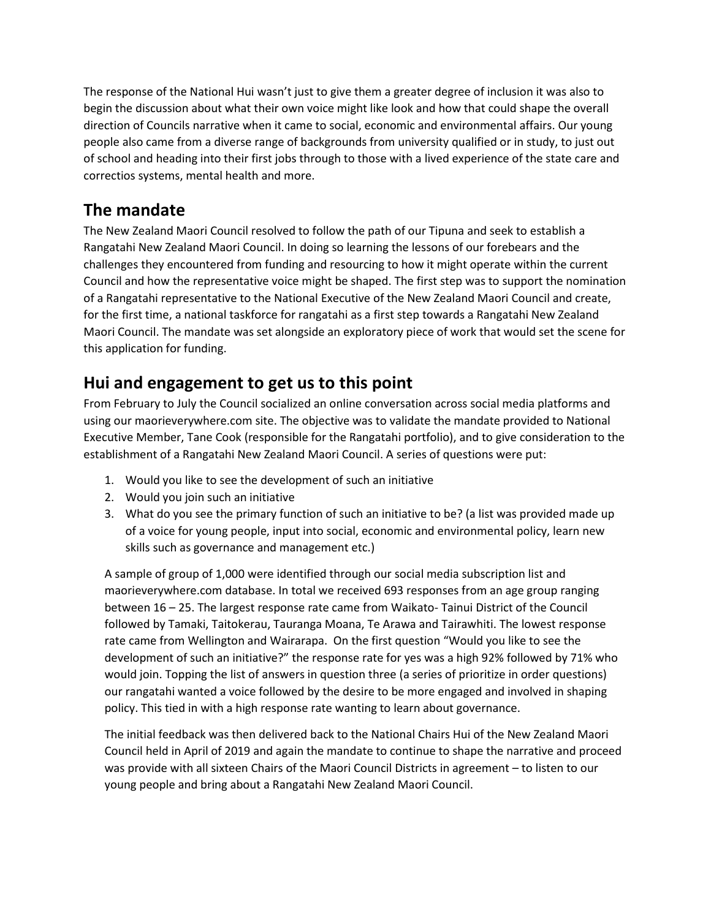The response of the National Hui wasn't just to give them a greater degree of inclusion it was also to begin the discussion about what their own voice might like look and how that could shape the overall direction of Councils narrative when it came to social, economic and environmental affairs. Our young people also came from a diverse range of backgrounds from university qualified or in study, to just out of school and heading into their first jobs through to those with a lived experience of the state care and correctios systems, mental health and more.

## The mandate

The New Zealand Maori Council resolved to follow the path of our Tipuna and seek to establish a Rangatahi New Zealand Maori Council. In doing so learning the lessons of our forebears and the challenges they encountered from funding and resourcing to how it might operate within the current Council and how the representative voice might be shaped. The first step was to support the nomination of a Rangatahi representative to the National Executive of the New Zealand Maori Council and create, for the first time, a national taskforce for rangatahi as a first step towards a Rangatahi New Zealand Maori Council. The mandate was set alongside an exploratory piece of work that would set the scene for this application for funding.

## Hui and engagement to get us to this point

From February to July the Council socialized an online conversation across social media platforms and using our maorieverywhere.com site. The objective was to validate the mandate provided to National Executive Member, Tane Cook (responsible for the Rangatahi portfolio), and to give consideration to the establishment of a Rangatahi New Zealand Maori Council. A series of questions were put:

1. Would you like to see the development of such an initiative
2. Would you join such an initiative
3. What do you see the primary function of such an initiative to be? (a list was provided made up of a voice for young people, input into social, economic and environmental policy, learn new skills such as governance and management etc.)

A sample of group of 1,000 were identified through our social media subscription list and maorieverywhere.com database. In total we received 693 responses from an age group ranging between 16 – 25. The largest response rate came from Waikato- Tainui District of the Council followed by Tamaki, Taitokerau, Tauranga Moana, Te Arawa and Tairawhiti. The lowest response rate came from Wellington and Wairarapa. On the first question "Would you like to see the development of such an initiative?" the response rate for yes was a high 92% followed by 71% who would join. Topping the list of answers in question three (a series of prioritize in order questions) our rangatahi wanted a voice followed by the desire to be more engaged and involved in shaping policy. This tied in with a high response rate wanting to learn about governance.

The initial feedback was then delivered back to the National Chairs Hui of the New Zealand Maori Council held in April of 2019 and again the mandate to continue to shape the narrative and proceed was provide with all sixteen Chairs of the Maori Council Districts in agreement – to listen to our young people and bring about a Rangatahi New Zealand Maori Council.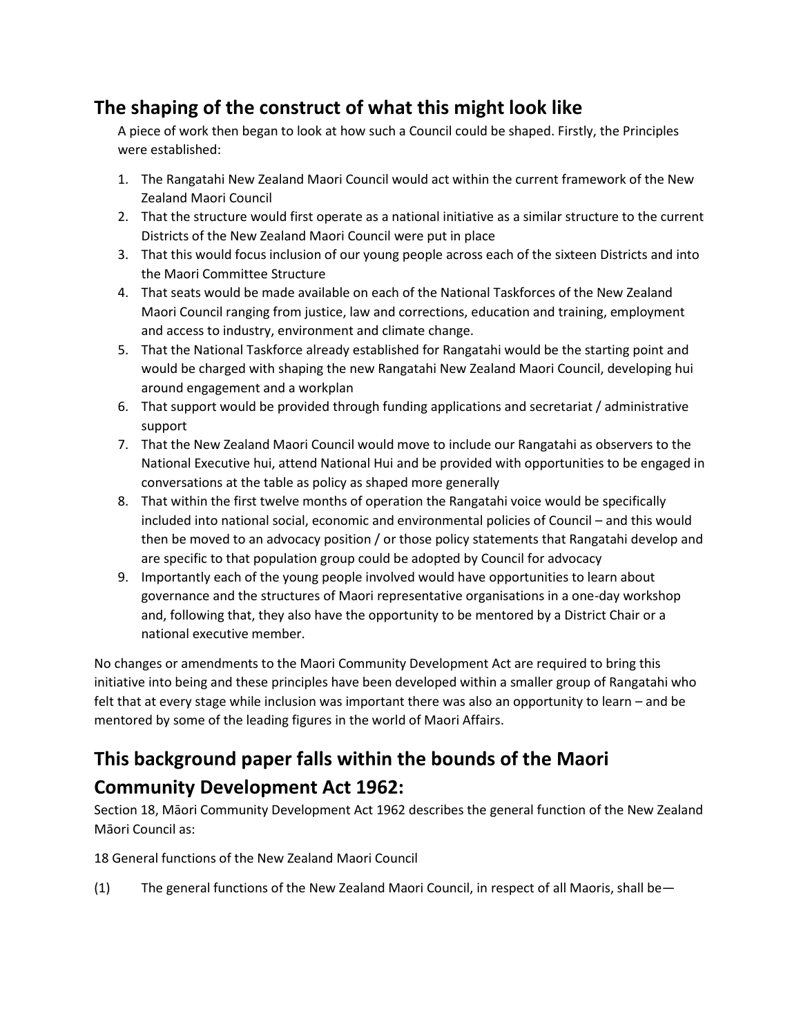## The shaping of the construct of what this might look like

A piece of work then began to look at how such a Council could be shaped. Firstly, the Principles were established:

1. The Rangatahi New Zealand Maori Council would act within the current framework of the New Zealand Maori Council
2. That the structure would first operate as a national initiative as a similar structure to the current Districts of the New Zealand Maori Council were put in place
3. That this would focus inclusion of our young people across each of the sixteen Districts and into the Maori Committee Structure
4. That seats would be made available on each of the National Taskforces of the New Zealand Maori Council ranging from justice, law and corrections, education and training, employment and access to industry, environment and climate change.
5. That the National Taskforce already established for Rangatahi would be the starting point and would be charged with shaping the new Rangatahi New Zealand Maori Council, developing hui around engagement and a workplan
6. That support would be provided through funding applications and secretariat / administrative support
7. That the New Zealand Maori Council would move to include our Rangatahi as observers to the National Executive hui, attend National Hui and be provided with opportunities to be engaged in conversations at the table as policy as shaped more generally
8. That within the first twelve months of operation the Rangatahi voice would be specifically included into national social, economic and environmental policies of Council – and this would then be moved to an advocacy position / or those policy statements that Rangatahi develop and are specific to that population group could be adopted by Council for advocacy
9. Importantly each of the young people involved would have opportunities to learn about governance and the structures of Maori representative organisations in a one-day workshop and, following that, they also have the opportunity to be mentored by a District Chair or a national executive member.

No changes or amendments to the Maori Community Development Act are required to bring this initiative into being and these principles have been developed within a smaller group of Rangatahi who felt that at every stage while inclusion was important there was also an opportunity to learn – and be mentored by some of the leading figures in the world of Maori Affairs.

## This background paper falls within the bounds of the Maori Community Development Act 1962:

Section 18, Māori Community Development Act 1962 describes the general function of the New Zealand Māori Council as:

18 General functions of the New Zealand Maori Council

(1) The general functions of the New Zealand Maori Council, in respect of all Maoris, shall be—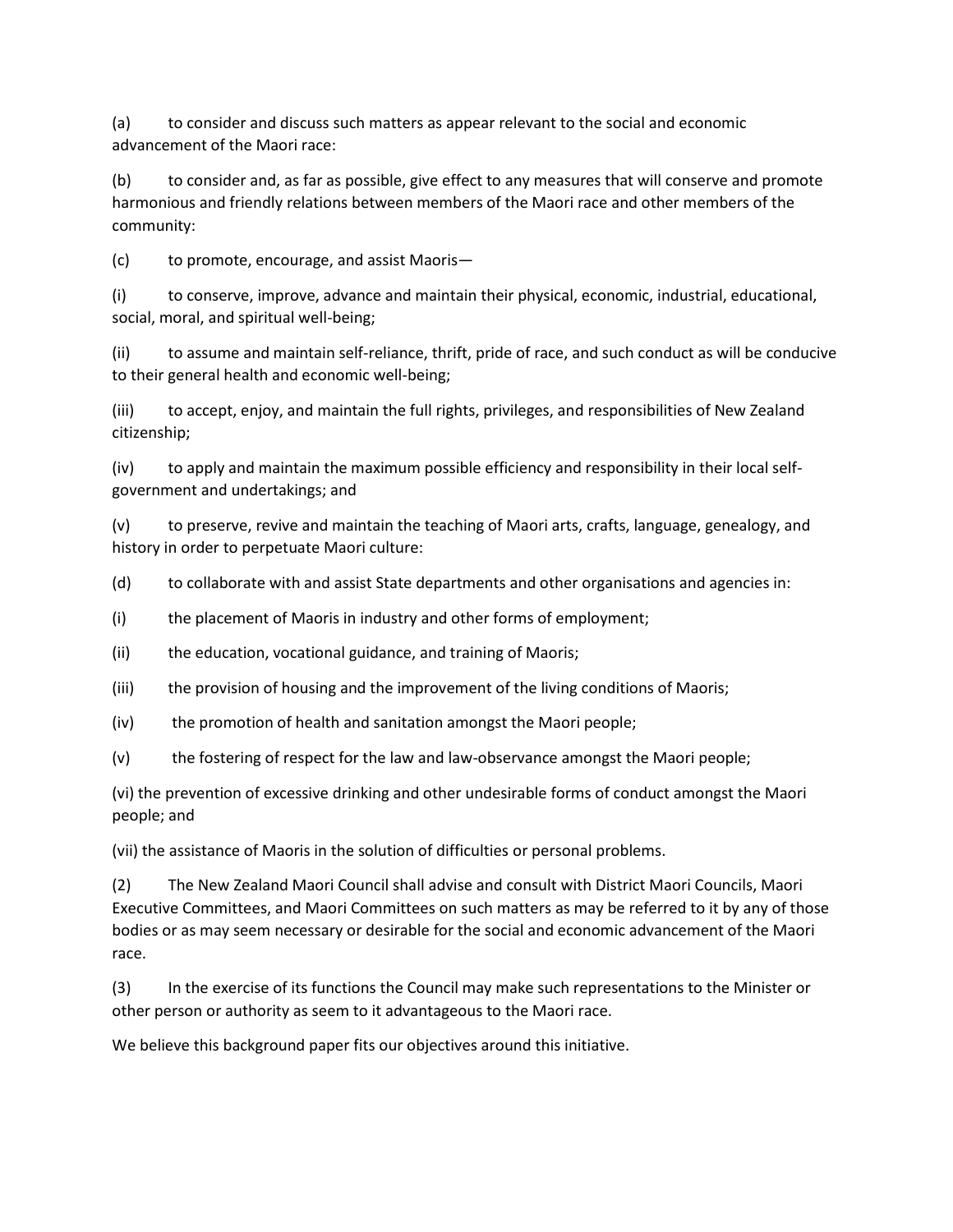(a) to consider and discuss such matters as appear relevant to the social and economic advancement of the Maori race:

(b) to consider and, as far as possible, give effect to any measures that will conserve and promote harmonious and friendly relations between members of the Maori race and other members of the community:

(c) to promote, encourage, and assist Maoris—

(i) to conserve, improve, advance and maintain their physical, economic, industrial, educational, social, moral, and spiritual well-being;

(ii) to assume and maintain self-reliance, thrift, pride of race, and such conduct as will be conducive to their general health and economic well-being;

(iii) to accept, enjoy, and maintain the full rights, privileges, and responsibilities of New Zealand citizenship;

(iv) to apply and maintain the maximum possible efficiency and responsibility in their local self-government and undertakings; and

(v) to preserve, revive and maintain the teaching of Maori arts, crafts, language, genealogy, and history in order to perpetuate Maori culture:

(d) to collaborate with and assist State departments and other organisations and agencies in:

(i) the placement of Maoris in industry and other forms of employment;

(ii) the education, vocational guidance, and training of Maoris;

(iii) the provision of housing and the improvement of the living conditions of Maoris;

(iv) the promotion of health and sanitation amongst the Maori people;

(v) the fostering of respect for the law and law-observance amongst the Maori people;

(vi) the prevention of excessive drinking and other undesirable forms of conduct amongst the Maori people; and

(vii) the assistance of Maoris in the solution of difficulties or personal problems.

(2) The New Zealand Maori Council shall advise and consult with District Maori Councils, Maori Executive Committees, and Maori Committees on such matters as may be referred to it by any of those bodies or as may seem necessary or desirable for the social and economic advancement of the Maori race.

(3) In the exercise of its functions the Council may make such representations to the Minister or other person or authority as seem to it advantageous to the Maori race.

We believe this background paper fits our objectives around this initiative.